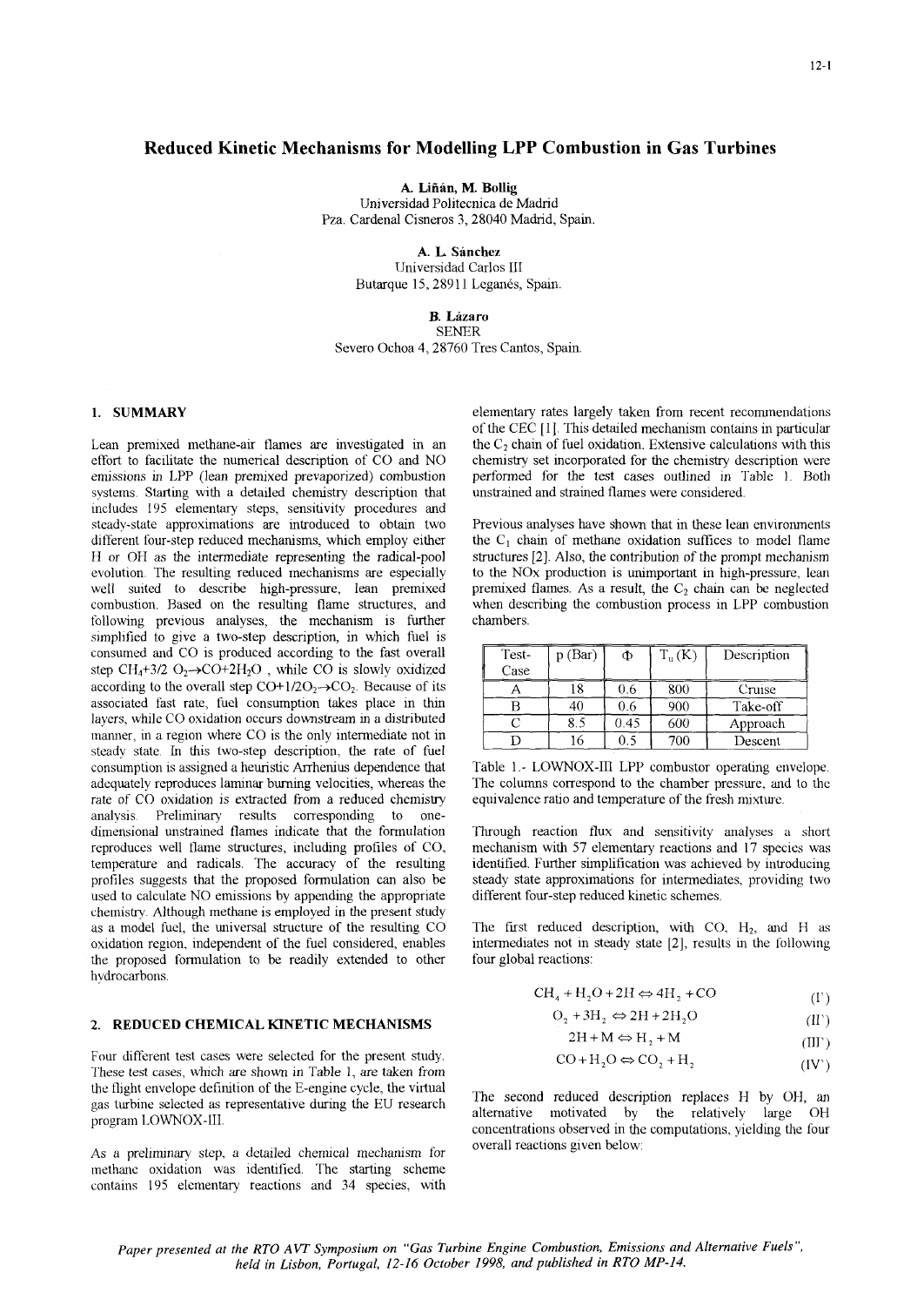# Reduced Kinetic Mechanisms for Modelling LPP Combustion in Gas Turbines

**A. Liñán, M. Bollig**
Universidad Politecnica de Madrid
Pza. Cardenal Cisneros 3, 28040 Madrid, Spain.

**A. L. Sánchez**
Universidad Carlos III
Butarque 15, 28911 Leganés, Spain.

**B. Lázaro**
SENER
Severo Ochoa 4, 28760 Tres Cantos, Spain.

## 1. SUMMARY

Lean premixed methane-air flames are investigated in an effort to facilitate the numerical description of CO and NO emissions in LPP (lean premixed prevaporized) combustion systems. Starting with a detailed chemistry description that includes 195 elementary steps, sensitivity procedures and steady-state approximations are introduced to obtain two different four-step reduced mechanisms, which employ either H or OH as the intermediate representing the radical-pool evolution. The resulting reduced mechanisms are especially well suited to describe high-pressure, lean premixed combustion. Based on the resulting flame structures, and following previous analyses, the mechanism is further simplified to give a two-step description, in which fuel is consumed and CO is produced according to the fast overall step $CH_4+3/2\ O_2 \rightarrow CO+2H_2O$ , while CO is slowly oxidized according to the overall step $CO+1/2O_2 \rightarrow CO_2$. Because of its associated fast rate, fuel consumption takes place in thin layers, while CO oxidation occurs downstream in a distributed manner, in a region where CO is the only intermediate not in steady state. In this two-step description, the rate of fuel consumption is assigned a heuristic Arrhenius dependence that adequately reproduces laminar burning velocities, whereas the rate of CO oxidation is extracted from a reduced chemistry analysis. Preliminary results corresponding to one-dimensional unstrained flames indicate that the formulation reproduces well flame structures, including profiles of CO, temperature and radicals. The accuracy of the resulting profiles suggests that the proposed formulation can also be used to calculate NO emissions by appending the appropriate chemistry. Although methane is employed in the present study as a model fuel, the universal structure of the resulting CO oxidation region, independent of the fuel considered, enables the proposed formulation to be readily extended to other hydrocarbons.

## 2. REDUCED CHEMICAL KINETIC MECHANISMS

Four different test cases were selected for the present study. These test cases, which are shown in Table 1, are taken from the flight envelope definition of the E-engine cycle, the virtual gas turbine selected as representative during the EU research program LOWNOX-III.

As a preliminary step, a detailed chemical mechanism for methane oxidation was identified. The starting scheme contains 195 elementary reactions and 34 species, with elementary rates largely taken from recent recommendations of the CEC [1]. This detailed mechanism contains in particular the $C_2$ chain of fuel oxidation. Extensive calculations with this chemistry set incorporated for the chemistry description were performed for the test cases outlined in Table 1. Both unstrained and strained flames were considered.

Previous analyses have shown that in these lean environments the $C_1$ chain of methane oxidation suffices to model flame structures [2]. Also, the contribution of the prompt mechanism to the NOx production is unimportant in high-pressure, lean premixed flames. As a result, the $C_2$ chain can be neglected when describing the combustion process in LPP combustion chambers.

| Test-Case | p (Bar) | $\Phi$ | $T_u$ (K) | Description |
|---|---|---|---|---|
| A | 18 | 0.6 | 800 | Cruise |
| B | 40 | 0.6 | 900 | Take-off |
| C | 8.5 | 0.45 | 600 | Approach |
| D | 16 | 0.5 | 700 | Descent |

Table 1.- LOWNOX-III LPP combustor operating envelope. The columns correspond to the chamber pressure, and to the equivalence ratio and temperature of the fresh mixture.

Through reaction flux and sensitivity analyses a short mechanism with 57 elementary reactions and 17 species was identified. Further simplification was achieved by introducing steady state approximations for intermediates, providing two different four-step reduced kinetic schemes.

The first reduced description, with CO, $H_2$, and H as intermediates not in steady state [2], results in the following four global reactions:

$$CH_4 + H_2O + 2H \Leftrightarrow 4H_2 + CO \qquad (I')$$

$$O_2 + 3H_2 \Leftrightarrow 2H + 2H_2O \qquad (II')$$

$$2H + M \Leftrightarrow H_2 + M \qquad (III')$$

$$CO + H_2O \Leftrightarrow CO_2 + H_2 \qquad (IV')$$

The second reduced description replaces H by OH, an alternative motivated by the relatively large OH concentrations observed in the computations, yielding the four overall reactions given below: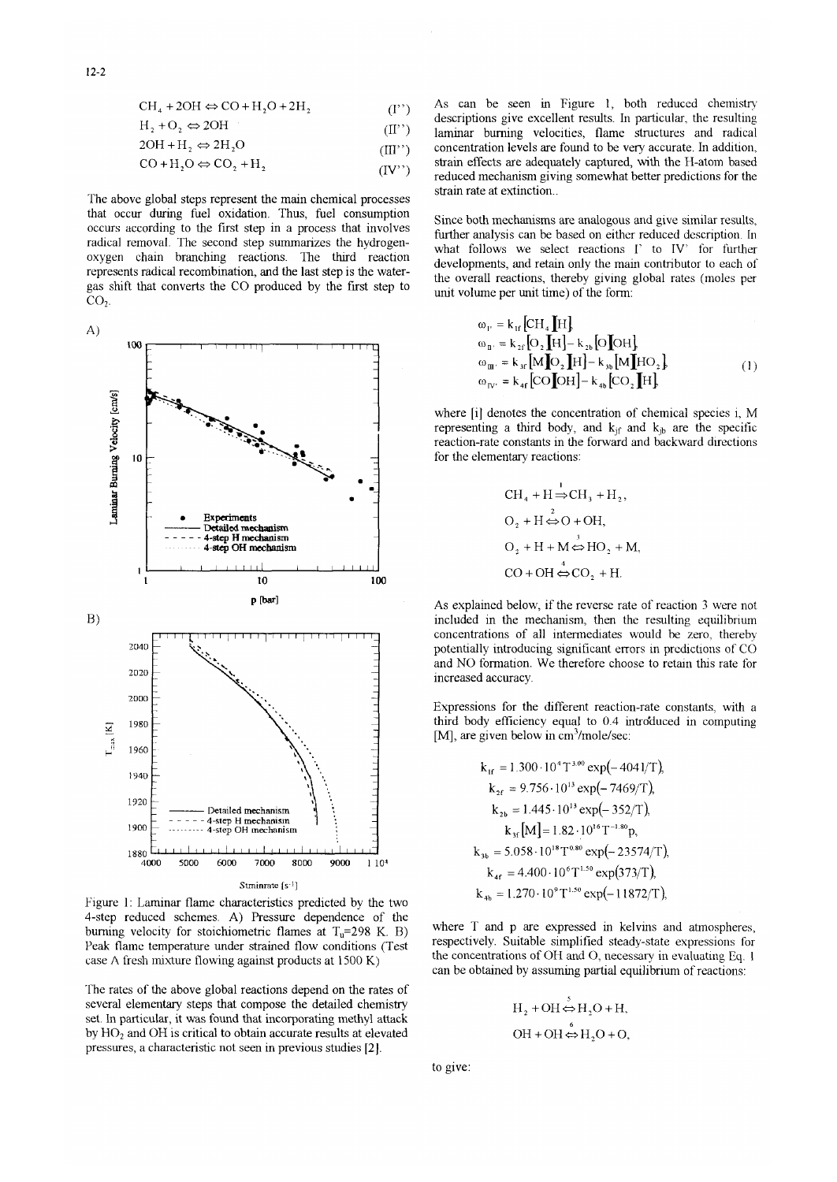$$CH_4 + 2OH \Leftrightarrow CO + H_2O + 2H_2 \quad (I'')$$

$$H_2 + O_2 \Leftrightarrow 2OH \quad (II'')$$

$$2OH + H_2 \Leftrightarrow 2H_2O \quad (III'')$$

$$CO + H_2O \Leftrightarrow CO_2 + H_2 \quad (IV'')$$

The above global steps represent the main chemical processes that occur during fuel oxidation. Thus, fuel consumption occurs according to the first step in a process that involves radical removal. The second step summarizes the hydrogen-oxygen chain branching reactions. The third reaction represents radical recombination, and the last step is the water-gas shift that converts the CO produced by the first step to $CO_2$.

Figure 1: Laminar flame characteristics predicted by the two 4-step reduced schemes. A) Pressure dependence of the burning velocity for stoichiometric flames at $T_u$=298 K. B) Peak flame temperature under strained flow conditions (Test case A fresh mixture flowing against products at 1500 K)

The rates of the above global reactions depend on the rates of several elementary steps that compose the detailed chemistry set. In particular, it was found that incorporating methyl attack by $HO_2$ and OH is critical to obtain accurate results at elevated pressures, a characteristic not seen in previous studies [2].

As can be seen in Figure 1, both reduced chemistry descriptions give excellent results. In particular, the resulting laminar burning velocities, flame structures and radical concentration levels are found to be very accurate. In addition, strain effects are adequately captured, with the H-atom based reduced mechanism giving somewhat better predictions for the strain rate at extinction..

Since both mechanisms are analogous and give similar results, further analysis can be based on either reduced description. In what follows we select reactions I' to IV' for further developments, and retain only the main contributor to each of the overall reactions, thereby giving global rates (moles per unit volume per unit time) of the form:

$$\begin{aligned}
\omega_{I'} &= k_{1f}[CH_4][H], \\
\omega_{II'} &= k_{2f}[O_2][H] - k_{2b}[O][OH], \\
\omega_{III'} &= k_{3f}[M][O_2][H] - k_{3b}[M][HO_2], \\
\omega_{IV'} &= k_{4f}[CO][OH] - k_{4b}[CO_2][H],
\end{aligned} \quad (1)$$

where [i] denotes the concentration of chemical species i, M representing a third body, and $k_{jf}$ and $k_{jb}$ are the specific reaction-rate constants in the forward and backward directions for the elementary reactions:

$$CH_4 + H \overset{1}{\Rightarrow} CH_3 + H_2,$$

$$O_2 + H \overset{2}{\Leftrightarrow} O + OH,$$

$$O_2 + H + M \overset{3}{\Leftrightarrow} HO_2 + M,$$

$$CO + OH \overset{4}{\Leftrightarrow} CO_2 + H.$$

As explained below, if the reverse rate of reaction 3 were not included in the mechanism, then the resulting equilibrium concentrations of all intermediates would be zero, thereby potentially introducing significant errors in predictions of CO and NO formation. We therefore choose to retain this rate for increased accuracy.

Expressions for the different reaction-rate constants, with a third body efficiency equal to 0.4 introduced in computing [M], are given below in cm$^3$/mole/sec:

$$\begin{aligned}
k_{1f} &= 1.300 \cdot 10^4 T^{3.00} \exp(-4041/T), \\
k_{2f} &= 9.756 \cdot 10^{13} \exp(-7469/T), \\
k_{2b} &= 1.445 \cdot 10^{13} \exp(-352/T), \\
k_{3f}[M] &= 1.82 \cdot 10^{16} T^{-1.80} p, \\
k_{3b} &= 5.058 \cdot 10^{18} T^{0.80} \exp(-23574/T), \\
k_{4f} &= 4.400 \cdot 10^6 T^{1.50} \exp(373/T), \\
k_{4b} &= 1.270 \cdot 10^9 T^{1.50} \exp(-11872/T),
\end{aligned}$$

where T and p are expressed in kelvins and atmospheres, respectively. Suitable simplified steady-state expressions for the concentrations of OH and O, necessary in evaluating Eq. 1 can be obtained by assuming partial equilibrium of reactions:

$$H_2 + OH \overset{5}{\Leftrightarrow} H_2O + H,$$

$$OH + OH \overset{6}{\Leftrightarrow} H_2O + O,$$

to give: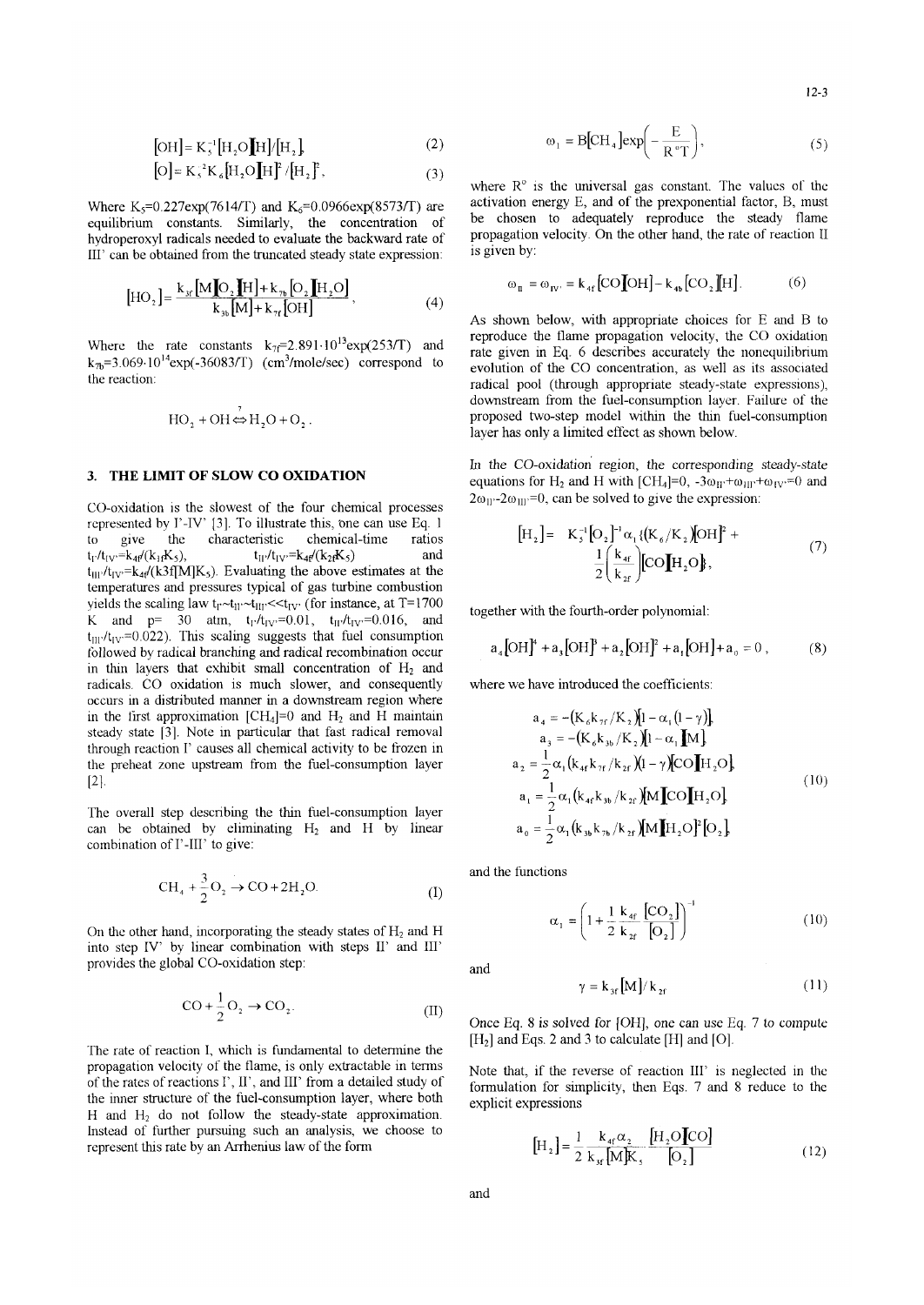$$[OH] = K_5^{-1}[H_2O][H]/[H_2], \tag{2}$$

$$[O] = K_5^{-2}K_6[H_2O][H]^2/[H_2]^2, \tag{3}$$

Where $K_5$=0.227exp(7614/T) and $K_6$=0.0966exp(8573/T) are equilibrium constants. Similarly, the concentration of hydroperoxyl radicals needed to evaluate the backward rate of III' can be obtained from the truncated steady state expression:

$$[HO_2] = \frac{k_{3f}[M][O_2][H] + k_{7b}[O_2][H_2O]}{k_{3b}[M] + k_{7f}[OH]}, \tag{4}$$

Where the rate constants $k_{7f}$=2.891·10^13^exp(253/T) and $k_{7b}$=3.069·10^14^exp(-36083/T) (cm³/mole/sec) correspond to the reaction:

$$HO_2 + OH \overset{7}{\Leftrightarrow} H_2O + O_2 .$$

## 3. THE LIMIT OF SLOW CO OXIDATION

CO-oxidation is the slowest of the four chemical processes represented by I'-IV' [3]. To illustrate this, one can use Eq. 1 to give the characteristic chemical-time ratios $t_{I'}/t_{IV'}=k_{4f}/(k_{1f}K_5)$, $t_{II'}/t_{IV'}=k_{4f}/(k_{2f}K_5)$ and $t_{III'}/t_{IV'}=k_{4f}/(k3f[M]K_5)$. Evaluating the above estimates at the temperatures and pressures typical of gas turbine combustion yields the scaling law $t_{I'}\sim t_{II'}\sim t_{III'} \ll t_{IV'}$ (for instance, at T=1700 K and p= 30 atm, $t_{I'}/t_{IV'}$=0.01, $t_{II'}/t_{IV'}$=0.016, and $t_{III'}/t_{IV'}$=0.022). This scaling suggests that fuel consumption followed by radical branching and radical recombination occur in thin layers that exhibit small concentration of $H_2$ and radicals. CO oxidation is much slower, and consequently occurs in a distributed manner in a downstream region where in the first approximation $[CH_4]$=0 and $H_2$ and H maintain steady state [3]. Note in particular that fast radical removal through reaction I' causes all chemical activity to be frozen in the preheat zone upstream from the fuel-consumption layer [2].

The overall step describing the thin fuel-consumption layer can be obtained by eliminating $H_2$ and H by linear combination of I'-III' to give:

$$CH_4 + \frac{3}{2}O_2 \rightarrow CO + 2H_2O. \tag{I}$$

On the other hand, incorporating the steady states of $H_2$ and H into step IV' by linear combination with steps II' and III' provides the global CO-oxidation step:

$$CO + \frac{1}{2}O_2 \rightarrow CO_2. \tag{II}$$

The rate of reaction I, which is fundamental to determine the propagation velocity of the flame, is only extractable in terms of the rates of reactions I', II', and III' from a detailed study of the inner structure of the fuel-consumption layer, where both H and $H_2$ do not follow the steady-state approximation. Instead of further pursuing such an analysis, we choose to represent this rate by an Arrhenius law of the form

$$\omega_I = B[CH_4]\exp\left(-\frac{E}{R^oT}\right), \tag{5}$$

where $R^o$ is the universal gas constant. The values of the activation energy E, and of the prexponential factor, B, must be chosen to adequately reproduce the steady flame propagation velocity. On the other hand, the rate of reaction II is given by:

$$\omega_{II} = \omega_{IV'} = k_{4f}[CO][OH] - k_{4b}[CO_2][H]. \tag{6}$$

As shown below, with appropriate choices for E and B to reproduce the flame propagation velocity, the CO oxidation rate given in Eq. 6 describes accurately the nonequilibrium evolution of the CO concentration, as well as its associated radical pool (through appropriate steady-state expressions), downstream from the fuel-consumption layer. Failure of the proposed two-step model within the thin fuel-consumption layer has only a limited effect as shown below.

In the CO-oxidation region, the corresponding steady-state equations for $H_2$ and H with $[C_4]$=0, $-3\omega_{II'}+\omega_{III'}+\omega_{IV'}=0$ and $2\omega_{II'}-2\omega_{III'}=0$, can be solved to give the expression:

$$[H_2] = K_5^{-1}[O_2]^{-1}\alpha_1\left\{(K_6/K_2)[OH]^2 + \frac{1}{2}\left(\frac{k_{4f}}{k_{2f}}\right)[CO][H_2O]\right\}, \tag{7}$$

together with the fourth-order polynomial:

$$a_4[OH]^4 + a_3[OH]^3 + a_2[OH]^2 + a_1[OH] + a_0 = 0, \tag{8}$$

where we have introduced the coefficients:

$$\begin{aligned}
a_4 &= -(K_6k_{7f}/K_2)[1-\alpha_1(1-\gamma)],\\
a_3 &= -(K_6k_{3b}/K_2)[1-\alpha_1[M]],\\
a_2 &= \frac{1}{2}\alpha_1(k_{4f}k_{7f}/k_{2f})(1-\gamma)[CO][H_2O],\\
a_1 &= \frac{1}{2}\alpha_1(k_{4f}k_{3b}/k_{2f})[M][CO][H_2O],\\
a_0 &= \frac{1}{2}\alpha_1(k_{3b}k_{7b}/k_{2f})[M][H_2O]^2[O_2],
\end{aligned} \tag{10}$$

and the functions

$$\alpha_1 = \left(1 + \frac{1}{2}\frac{k_{4f}}{k_{2f}}\frac{[CO_2]}{[O_2]}\right)^{-1} \tag{10}$$

and

$$\gamma = k_{3f}[M]/k_{2f} \tag{11}$$

Once Eq. 8 is solved for [OH], one can use Eq. 7 to compute $[H_2]$ and Eqs. 2 and 3 to calculate [H] and [O].

Note that, if the reverse of reaction III' is neglected in the formulation for simplicity, then Eqs. 7 and 8 reduce to the explicit expressions

$$[H_2] = \frac{1}{2}\frac{k_{4f}\alpha_2}{k_{3f}[M]K_5}\frac{[H_2O][CO]}{[O_2]} \tag{12}$$

and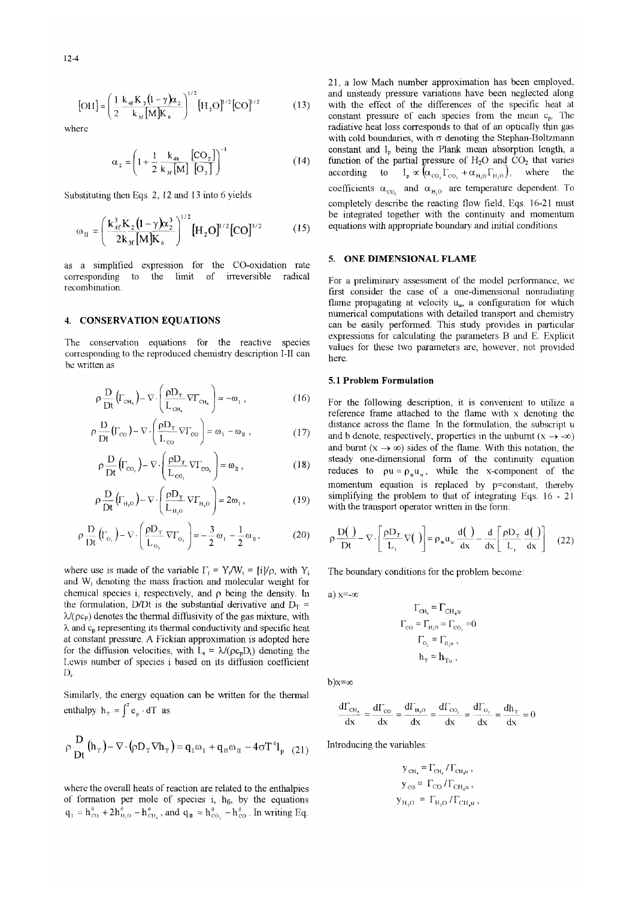$$[OH] = \left( \frac{1}{2} \frac{k_{4f} K_2 (1-\gamma)\alpha_2}{k_{3f}[M] K_6} \right)^{1/2} [H_2O]^{1/2} [CO]^{1/2} \tag{13}$$

where

$$\alpha_2 = \left( 1 + \frac{1}{2} \frac{k_{4b}}{k_{3f}[M]} \frac{[CO_2]}{[O_2]} \right)^{-1} \tag{14}$$

Substituting then Eqs. 2, 12 and 13 into 6 yields

$$\omega_{II} = \left( \frac{k_{4f}^3 K_2 (1-\gamma)\alpha_2^3}{2 k_{3f}[M] K_6} \right)^{1/2} [H_2O]^{1/2} [CO]^{3/2} \tag{15}$$

as a simplified expression for the CO-oxidation rate corresponding to the limit of irreversible radical recombination.

## 4. CONSERVATION EQUATIONS

The conservation equations for the reactive species corresponding to the reproduced chemistry description I-II can be written as

$$\rho \frac{D}{Dt}(\Gamma_{CH_4}) - \nabla \cdot \left( \frac{\rho D_T}{L_{CH_4}} \nabla \Gamma_{CH_4} \right) = -\omega_I \,, \tag{16}$$

$$\rho \frac{D}{Dt}(\Gamma_{CO}) - \nabla \cdot \left( \frac{\rho D_T}{L_{CO}} \nabla \Gamma_{CO} \right) = \omega_I - \omega_{II} \,, \tag{17}$$

$$\rho \frac{D}{Dt}(\Gamma_{CO_2}) - \nabla \cdot \left( \frac{\rho D_T}{L_{CO_2}} \nabla \Gamma_{CO_2} \right) = \omega_{II} \,, \tag{18}$$

$$\rho \frac{D}{Dt}(\Gamma_{H_2O}) - \nabla \cdot \left( \frac{\rho D_T}{L_{H_2O}} \nabla \Gamma_{H_2O} \right) = 2\omega_I \,, \tag{19}$$

$$\rho \frac{D}{Dt}(\Gamma_{O_2}) - \nabla \cdot \left( \frac{\rho D_T}{L_{O_2}} \nabla \Gamma_{O_2} \right) = -\frac{3}{2}\omega_I - \frac{1}{2}\omega_{II} \,, \tag{20}$$

where use is made of the variable $\Gamma_i = Y_i/W_i = [i]/\rho$, with $Y_i$ and $W_i$ denoting the mass fraction and molecular weight for chemical species i, respectively, and $\rho$ being the density. In the formulation, D/Dt is the substantial derivative and $D_T = \lambda/(\rho c_P)$ denotes the thermal diffusivity of the gas mixture, with $\lambda$ and $c_p$ representing its thermal conductivity and specific heat at constant pressure. A Fickian approximation is adopted here for the diffusion velocities, with $L_i = \lambda/(\rho c_p D_i)$ denoting the Lewis number of species i based on its diffusion coefficient $D_i$.

Similarly, the energy equation can be written for the thermal enthalpy $h_T = \int^T c_p \cdot dT$ as

$$\rho \frac{D}{Dt}(h_T) - \nabla \cdot (\rho D_T \nabla h_T) = q_I \omega_I + q_{II} \omega_{II} - 4\sigma T^4 l_p \tag{21}$$

where the overall heats of reaction are related to the enthalpies of formation per mole of species i, $h_{fi}$, by the equations $q_I = h^0_{CO} + 2h^0_{H_2O} - h^0_{CH_4}$, and $q_{II} = h^0_{CO_2} - h^0_{CO}$. In writing Eq. 21, a low Mach number approximation has been employed, and unsteady pressure variations have been neglected along with the effect of the differences of the specific heat at constant pressure of each species from the mean $c_p$. The radiative heat loss corresponds to that of an optically thin gas with cold boundaries, with $\sigma$ denoting the Stephan-Boltzmann constant and $l_p$ being the Plank mean absorption length, a function of the partial pressure of $H_2O$ and $CO_2$ that varies according to $l_p \propto (\alpha_{CO_2}\Gamma_{CO_2} + \alpha_{H_2O}\Gamma_{H_2O})$, where the coefficients $\alpha_{CO_2}$ and $\alpha_{H_2O}$ are temperature dependent. To completely describe the reacting flow field, Eqs. 16-21 must be integrated together with the continuity and momentum equations with appropriate boundary and initial conditions.

## 5. ONE DIMENSIONAL FLAME

For a preliminary assessment of the model performance, we first consider the case of a one-dimensional nonradiating flame propagating at velocity $u_u$, a configuration for which numerical computations with detailed transport and chemistry can be easily performed. This study provides in particular expressions for calculating the parameters B and E. Explicit values for these two parameters are, however, not provided here.

### 5.1 Problem Formulation

For the following description, it is convenient to utilize a reference frame attached to the flame with x denoting the distance across the flame. In the formulation, the subscript u and b denote, respectively, properties in the unburnt ($x \to -\infty$) and burnt ($x \to \infty$) sides of the flame. With this notation, the steady one-dimensional form of the continuity equation reduces to $\rho u = \rho_u u_u$, while the x-component of the momentum equation is replaced by p=constant, thereby simplifying the problem to that of integrating Eqs. 16 - 21 with the transport operator written in the form:

$$\rho \frac{D(\,)}{Dt} - \nabla \cdot \left[ \frac{\rho D_T}{L_i} \nabla(\,) \right] = \rho_u u_u \frac{d(\,)}{dx} - \frac{d}{dx}\left[ \frac{\rho D_T}{L_i} \frac{d(\,)}{dx} \right] \tag{22}$$

The boundary conditions for the problem become:

a) $x=-\infty$

$$\Gamma_{CH_4} = \Gamma_{CH_4 u}$$
$$\Gamma_{CO} = \Gamma_{H_2O} = \Gamma_{CO_2} = 0$$
$$\Gamma_{O_2} = \Gamma_{O_2 u} \,,$$
$$h_T = h_{Tu} \,,$$

b) $x=\infty$

$$\frac{d\Gamma_{CH_4}}{dx} = \frac{d\Gamma_{CO}}{dx} = \frac{d\Gamma_{H_2O}}{dx} = \frac{d\Gamma_{CO_2}}{dx} = \frac{d\Gamma_{O_2}}{dx} = \frac{dh_T}{dx} = 0$$

Introducing the variables:

$$y_{CH_4} = \Gamma_{CH_4} / \Gamma_{CH_4 u} \,,$$
$$y_{CO} = \Gamma_{CO} / \Gamma_{CH_4 u} \,,$$
$$y_{H_2O} = \Gamma_{H_2O} / \Gamma_{CH_4 u} \,,$$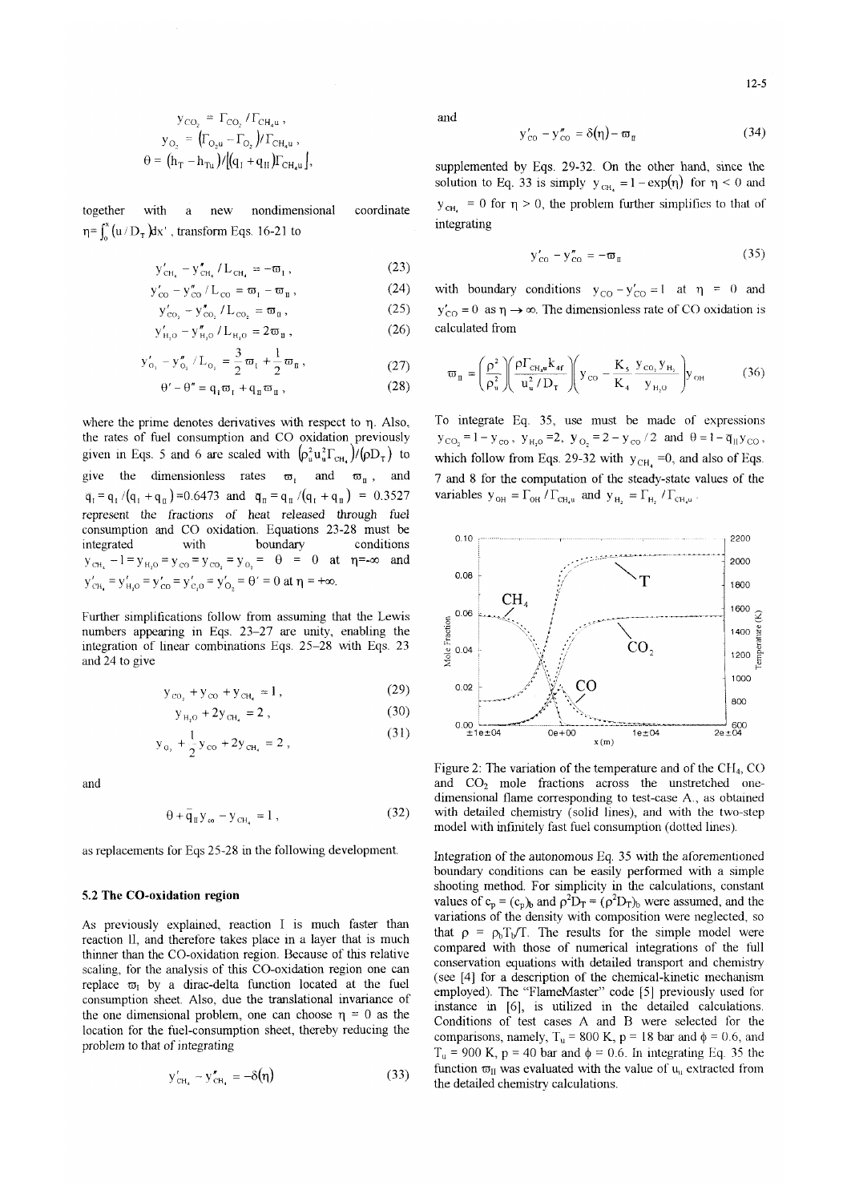$$y_{CO_2} = \Gamma_{CO_2}/\Gamma_{CH_4u},$$
$$y_{O_2} = \left(\Gamma_{O_2u} - \Gamma_{O_2}\right)/\Gamma_{CH_4u},$$
$$\theta = \left(h_T - h_{Tu}\right)/\left[\left(q_I + q_{II}\right)\Gamma_{CH_4u}\right],$$

together with a new nondimensional coordinate $\eta = \int_0^x (u/D_T)dx'$, transform Eqs. 16-21 to

$$y'_{CH_4} - y''_{CH_4}/L_{CH_4} = -\varpi_I, \quad (23)$$
$$y'_{CO} - y''_{CO}/L_{CO} = \varpi_I - \varpi_{II}, \quad (24)$$
$$y'_{CO_2} - y''_{CO_2}/L_{CO_2} = \varpi_{II}, \quad (25)$$
$$y'_{H_2O} - y''_{H_2O}/L_{H_2O} = 2\varpi_{II}, \quad (26)$$
$$y'_{O_2} - y''_{O_2}/L_{O_2} = \frac{3}{2}\varpi_I + \frac{1}{2}\varpi_{II}, \quad (27)$$
$$\theta' - \theta'' = \bar{q}_I\varpi_I + \bar{q}_{II}\varpi_{II}, \quad (28)$$

where the prime denotes derivatives with respect to $\eta$. Also, the rates of fuel consumption and CO oxidation previously given in Eqs. 5 and 6 are scaled with $\left(\rho_u^2 u_u^2 \Gamma_{CH_4}\right)/\left(\rho D_T\right)$ to give the dimensionless rates $\varpi_I$ and $\varpi_{II}$, and $\bar{q}_I = q_I/(q_I + q_{II}) = 0.6473$ and $\bar{q}_{II} = q_{II}/(q_I + q_{II}) = 0.3527$ represent the fractions of heat released through fuel consumption and CO oxidation. Equations 23-28 must be integrated with boundary conditions $y_{CH_4} - 1 = y_{H_2O} = y_{CO} = y_{CO_2} = y_{O_2} = \theta = 0$ at $\eta = -\infty$ and $y'_{CH_4} = y'_{H_2O} = y'_{CO} = y'_{C_2O} = y'_{O_2} = \theta' = 0$ at $\eta = +\infty$.

Further simplifications follow from assuming that the Lewis numbers appearing in Eqs. 23-27 are unity, enabling the integration of linear combinations Eqs. 25-28 with Eqs. 23 and 24 to give

$$y_{CO_2} + y_{CO} + y_{CH_4} = 1, \quad (29)$$
$$y_{H_2O} + 2y_{CH_4} = 2, \quad (30)$$
$$y_{O_2} + \frac{1}{2}y_{CO} + 2y_{CH_4} = 2, \quad (31)$$

and

$$\theta + \bar{q}_{II}y_{co} - y_{CH_4} = 1, \quad (32)$$

as replacements for Eqs 25-28 in the following development.

### 5.2 The CO-oxidation region

As previously explained, reaction I is much faster than reaction II, and therefore takes place in a layer that is much thinner than the CO-oxidation region. Because of this relative scaling, for the analysis of this CO-oxidation region one can replace $\varpi_I$ by a dirac-delta function located at the fuel consumption sheet. Also, due the translational invariance of the one dimensional problem, one can choose $\eta = 0$ as the location for the fuel-consumption sheet, thereby reducing the problem to that of integrating

$$y'_{CH_4} - y''_{CH_4} = -\delta(\eta) \quad (33)$$

and

$$y'_{CO} - y''_{CO} = \delta(\eta) - \varpi_{II} \quad (34)$$

supplemented by Eqs. 29-32. On the other hand, since the solution to Eq. 33 is simply $y_{CH_4} = 1 - \exp(\eta)$ for $\eta < 0$ and $y_{CH_4} = 0$ for $\eta > 0$, the problem further simplifies to that of integrating

$$y'_{CO} - y''_{CO} = -\varpi_{II} \quad (35)$$

with boundary conditions $y_{CO} - y'_{CO} = 1$ at $\eta = 0$ and $y'_{CO} = 0$ as $\eta \to \infty$. The dimensionless rate of CO oxidation is calculated from

$$\varpi_{II} = \left(\frac{\rho^2}{\rho_u^2}\right)\left(\frac{\rho\Gamma_{CH_4u}k_{4f}}{u_u^2/D_T}\right)\left(y_{CO} - \frac{K_5}{K_4}\frac{y_{CO_2}y_{H_2}}{y_{H_2O}}\right)y_{OH} \quad (36)$$

To integrate Eq. 35, use must be made of expressions $y_{CO_2} = 1 - y_{CO}$, $y_{H_2O} = 2$, $y_{O_2} = 2 - y_{CO}/2$ and $\theta = 1 - \bar{q}_{II}y_{CO}$, which follow from Eqs. 29-32 with $y_{CH_4} = 0$, and also of Eqs. 7 and 8 for the computation of the steady-state values of the variables $y_{OH} = \Gamma_{OH}/\Gamma_{CH_4u}$ and $y_{H_2} = \Gamma_{H_2}/\Gamma_{CH_4u}$.

Figure 2: The variation of the temperature and of the $CH_4$, CO and $CO_2$ mole fractions across the unstretched one-dimensional flame corresponding to test-case A., as obtained with detailed chemistry (solid lines), and with the two-step model with infinitely fast fuel consumption (dotted lines).

Integration of the autonomous Eq. 35 with the aforementioned boundary conditions can be easily performed with a simple shooting method. For simplicity in the calculations, constant values of $c_p = (c_p)_b$ and $\rho^2 D_T = (\rho^2 D_T)_b$ were assumed, and the variations of the density with composition were neglected, so that $\rho = \rho_b T_b/T$. The results for the simple model were compared with those of numerical integrations of the full conservation equations with detailed transport and chemistry (see [4] for a description of the chemical-kinetic mechanism employed). The "FlameMaster" code [5] previously used for instance in [6], is utilized in the detailed calculations. Conditions of test cases A and B were selected for the comparisons, namely, $T_u = 800$ K, p = 18 bar and $\phi = 0.6$, and $T_u = 900$ K, p = 40 bar and $\phi = 0.6$. In integrating Eq. 35 the function $\varpi_{II}$ was evaluated with the value of $u_u$ extracted from the detailed chemistry calculations.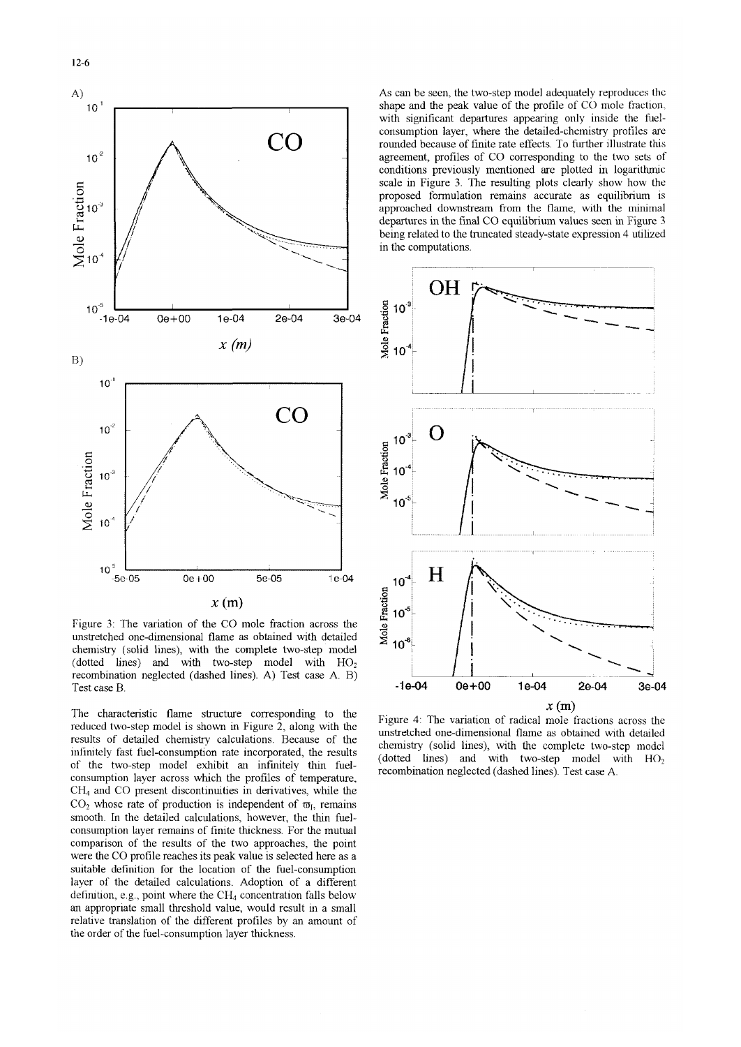Figure 3: The variation of the CO mole fraction across the unstretched one-dimensional flame as obtained with detailed chemistry (solid lines), with the complete two-step model (dotted lines) and with two-step model with $HO_2$ recombination neglected (dashed lines). A) Test case A. B) Test case B.

The characteristic flame structure corresponding to the reduced two-step model is shown in Figure 2, along with the results of detailed chemistry calculations. Because of the infinitely fast fuel-consumption rate incorporated, the results of the two-step model exhibit an infinitely thin fuel-consumption layer across which the profiles of temperature, $CH_4$ and CO present discontinuities in derivatives, while the $CO_2$ whose rate of production is independent of $\varpi_I$, remains smooth. In the detailed calculations, however, the thin fuel-consumption layer remains of finite thickness. For the mutual comparison of the results of the two approaches, the point were the CO profile reaches its peak value is selected here as a suitable definition for the location of the fuel-consumption layer of the detailed calculations. Adoption of a different definition, e.g., point where the $CH_4$ concentration falls below an appropriate small threshold value, would result in a small relative translation of the different profiles by an amount of the order of the fuel-consumption layer thickness.

As can be seen, the two-step model adequately reproduces the shape and the peak value of the profile of CO mole fraction, with significant departures appearing only inside the fuel-consumption layer, where the detailed-chemistry profiles are rounded because of finite rate effects. To further illustrate this agreement, profiles of CO corresponding to the two sets of conditions previously mentioned are plotted in logarithmic scale in Figure 3. The resulting plots clearly show how the proposed formulation remains accurate as equilibrium is approached downstream from the flame, with the minimal departures in the final CO equilibrium values seen in Figure 3 being related to the truncated steady-state expression 4 utilized in the computations.

Figure 4: The variation of radical mole fractions across the unstretched one-dimensional flame as obtained with detailed chemistry (solid lines), with the complete two-step model (dotted lines) and with two-step model with $HO_2$ recombination neglected (dashed lines). Test case A.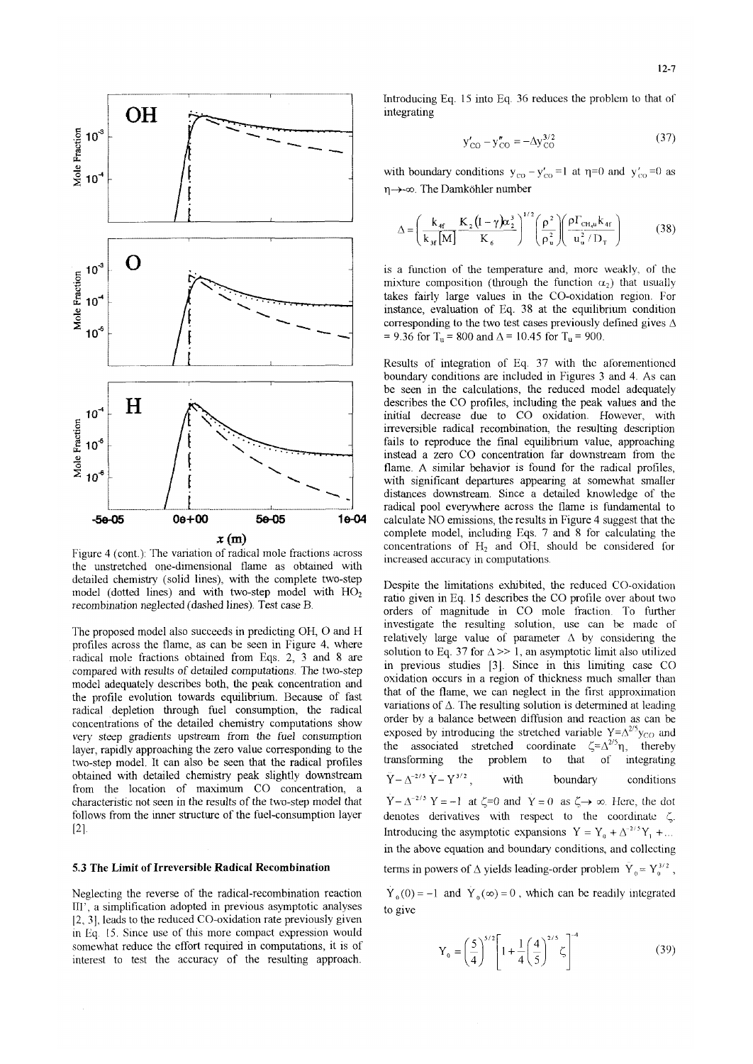Figure 4 (cont.): The variation of radical mole fractions across the unstretched one-dimensional flame as obtained with detailed chemistry (solid lines), with the complete two-step model (dotted lines) and with two-step model with $HO_2$ recombination neglected (dashed lines). Test case B.

The proposed model also succeeds in predicting OH, O and H profiles across the flame, as can be seen in Figure 4, where radical mole fractions obtained from Eqs. 2, 3 and 8 are compared with results of detailed computations. The two-step model adequately describes both, the peak concentration and the profile evolution towards equilibrium. Because of fast radical depletion through fuel consumption, the radical concentrations of the detailed chemistry computations show very steep gradients upstream from the fuel consumption layer, rapidly approaching the zero value corresponding to the two-step model. It can also be seen that the radical profiles obtained with detailed chemistry peak slightly downstream from the location of maximum CO concentration, a characteristic not seen in the results of the two-step model that follows from the inner structure of the fuel-consumption layer [2].

### 5.3 The Limit of Irreversible Radical Recombination

Neglecting the reverse of the radical-recombination reaction III', a simplification adopted in previous asymptotic analyses [2, 3], leads to the reduced CO-oxidation rate previously given in Eq. 15. Since use of this more compact expression would somewhat reduce the effort required in computations, it is of interest to test the accuracy of the resulting approach. Introducing Eq. 15 into Eq. 36 reduces the problem to that of integrating

$$y'_{CO} - y''_{CO} = -\Delta y_{CO}^{3/2} \tag{37}$$

with boundary conditions $y_{CO} - y'_{CO} = 1$ at $\eta=0$ and $y'_{CO}=0$ as $\eta \rightarrow -\infty$. The Damköhler number

$$\Delta = \left( \frac{k_{4f}}{k_{3f}[M]} \frac{K_2(1-\gamma)\alpha_2^3}{K_6} \right)^{1/2} \left( \frac{\rho^2}{\rho_u^2} \right) \left( \frac{\rho \Gamma_{CH_4u} k_{4f}}{u_u^2 / D_T} \right) \tag{38}$$

is a function of the temperature and, more weakly, of the mixture composition (through the function $\alpha_2$) that usually takes fairly large values in the CO-oxidation region. For instance, evaluation of Eq. 38 at the equilibrium condition corresponding to the two test cases previously defined gives $\Delta = 9.36$ for $T_u = 800$ and $\Delta = 10.45$ for $T_u = 900$.

Results of integration of Eq. 37 with the aforementioned boundary conditions are included in Figures 3 and 4. As can be seen in the calculations, the reduced model adequately describes the CO profiles, including the peak values and the initial decrease due to CO oxidation. However, with irreversible radical recombination, the resulting description fails to reproduce the final equilibrium value, approaching instead a zero CO concentration far downstream from the flame. A similar behavior is found for the radical profiles, with significant departures appearing at somewhat smaller distances downstream. Since a detailed knowledge of the radical pool everywhere across the flame is fundamental to calculate NO emissions, the results in Figure 4 suggest that the complete model, including Eqs. 7 and 8 for calculating the concentrations of $H_2$ and OH, should be considered for increased accuracy in computations.

Despite the limitations exhibited, the reduced CO-oxidation ratio given in Eq. 15 describes the CO profile over about two orders of magnitude in CO mole fraction. To further investigate the resulting solution, use can be made of relatively large value of parameter $\Delta$ by considering the solution to Eq. 37 for $\Delta >> 1$, an asymptotic limit also utilized in previous studies [3]. Since in this limiting case CO oxidation occurs in a region of thickness much smaller than that of the flame, we can neglect in the first approximation variations of $\Delta$. The resulting solution is determined at leading order by a balance between diffusion and reaction as can be exposed by introducing the stretched variable $Y=\Delta^{2/5} y_{CO}$ and the associated stretched coordinate $\zeta=\Delta^{2/5}\eta$, thereby transforming the problem to that of integrating $\dot{Y} - \Delta^{-2/5}\ddot{Y} - Y^{3/2}$, with boundary conditions $Y - \Delta^{-2/5}\dot{Y} = -1$ at $\zeta=0$ and $\dot{Y} = 0$ as $\zeta \rightarrow \infty$. Here, the dot denotes derivatives with respect to the coordinate $\zeta$. Introducing the asymptotic expansions $Y = Y_0 + \Delta^{-2/5} Y_1 + \dots$ in the above equation and boundary conditions, and collecting terms in powers of $\Delta$ yields leading-order problem $\dot{Y}_0 = Y_0^{3/2}$, $\dot{Y}_0(0) = -1$ and $Y_0(\infty) = 0$, which can be readily integrated to give

$$Y_0 = \left( \frac{5}{4} \right)^{5/2} \left[ 1 + \frac{1}{4} \left( \frac{4}{5} \right)^{2/5} \zeta \right]^{-4} \tag{39}$$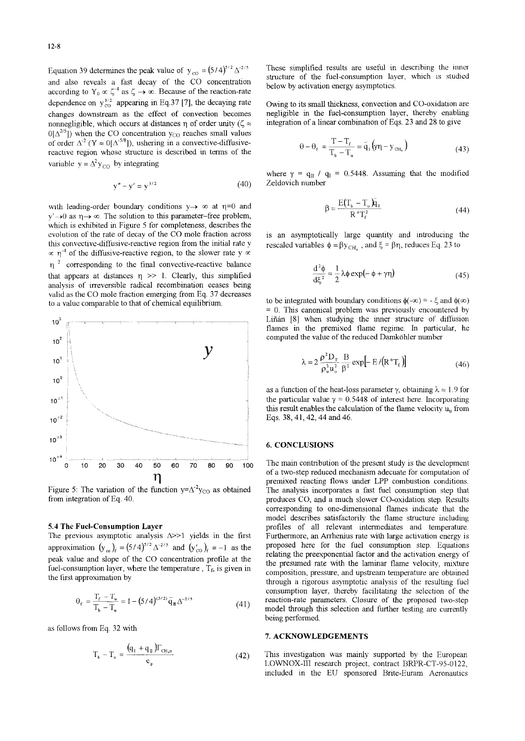Equation 39 determines the peak value of $y_{CO} = (5/4)^{5/2} \Delta^{-2/5}$ and also reveals a fast decay of the CO concentration according to $Y_0 \propto \zeta^{-4}$ as $\zeta \to \infty$. Because of the reaction-rate dependence on $y_{CO}^{3/2}$ appearing in Eq.37 [7], the decaying rate changes downstream as the effect of convection becomes nonnegligible, which occurs at distances $\eta$ of order unity ($\zeta \approx O[\Delta^{2/5}]$) when the CO concentration $y_{CO}$ reaches small values of order $\Delta^{-2}$ ($Y \approx O[\Delta^{-5/8}]$), ushering in a convective-diffusive-reactive region whose structure is described in terms of the variable $y = \Delta^2 y_{CO}$ by integrating

$$y'' - y' = y^{3/2} \tag{40}$$

with leading-order boundary conditions $y \to \infty$ at $\eta=0$ and $y' \to 0$ as $\eta \to \infty$. The solution to this parameter-free problem, which is exhibited in Figure 5 for completeness, describes the evolution of the rate of decay of the CO mole fraction across this convective-diffusive-reactive region from the initial rate $y \propto \eta^{-4}$ of the diffusive-reactive region, to the slower rate $y \propto \eta^{-2}$ corresponding to the final convective-reactive balance that appears at distances $\eta >> 1$. Clearly, this simplified analysis of irreversible radical recombination ceases being valid as the CO mole fraction emerging from Eq. 37 decreases to a value comparable to that of chemical equilibrium.

Figure 5: The variation of the function $y=\Delta^{-2}y_{CO}$ as obtained from integration of Eq. 40.

### 5.4 The Fuel-Consumption Layer

The previous asymptotic analysis $\Delta >> 1$ yields in the first approximation $(y_{co})_f = (5/4)^{5/2} \Delta^{-2/5}$ and $(y'_{CO})_f = -1$ as the peak value and slope of the CO concentration profile at the fuel-consumption layer, where the temperature, $T_f$, is given in the first approximation by

$$\theta_f = \frac{T_f - T_u}{T_b - T_u} = 1 - (5/4)^{(5/2)} \bar{q}_{II} \Delta^{-2/5} \tag{41}$$

as follows from Eq. 32 with

$$T_b - T_u = \frac{(q_I + q_{II}) \Gamma_{CH_4 u}}{c_p} \tag{42}$$

These simplified results are useful in describing the inner structure of the fuel-consumption layer, which is studied below by activation energy asymptotics.

Owing to its small thickness, convection and CO-oxidation are negligible in the fuel-consumption layer, thereby enabling integration of a linear combination of Eqs. 23 and 28 to give

$$\theta - \theta_f = \frac{T - T_f}{T_b - T_u} = \bar{q}_I (\gamma \eta - y_{CH_4}) \tag{43}$$

where $\gamma = q_{II} / q_I = 0.5448$. Assuming that the modified Zeldovich number

$$\beta = \frac{E(T_b - T_u)\bar{q}_I}{R^o T_f^2} \tag{44}$$

is an asymptotically large quantity and introducing the rescaled variables $\phi = \beta y_{CH_4}$, and $\xi = \beta \eta$, reduces Eq. 23 to

$$\frac{d^2\phi}{d\xi^2} = \frac{1}{2} \lambda \phi \exp(-\phi + \gamma \eta) \tag{45}$$

to be integrated with boundary conditions $\phi(-\infty) = -\xi$ and $\phi(\infty) = 0$. This canonical problem was previously encountered by Liñán [8] when studying the inner structure of diffusion flames in the premixed flame regime. In particular, he computed the value of the reduced Damköhler number

$$\lambda = 2 \frac{\rho^2 D_T}{\rho_u^2 u_u^2} \frac{B}{\beta^2} \exp[-E/(R^o T_f)] \tag{46}$$

as a function of the heat-loss parameter $\gamma$, obtaining $\lambda \approx 1.9$ for the particular value $\gamma = 0.5448$ of interest here. Incorporating this result enables the calculation of the flame velocity $u_u$ from Eqs. 38, 41, 42, 44 and 46.

## 6. CONCLUSIONS

The main contribution of the present study is the development of a two-step reduced mechanism adecuate for computation of premixed reacting flows under LPP combustion conditions. The analysis incorporates a fast fuel consumption step that produces CO, and a much slower CO-oxidation step. Results corresponding to one-dimensional flames indicate that the model describes satisfactorily the flame structure including profiles of all relevant intermediates and temperature. Furthermore, an Arrhenius rate with large activation energy is proposed here for the fuel consumption step. Equations relating the preexponential factor and the activation energy of the presumed rate with the laminar flame velocity, mixture composition, pressure, and upstream temperature are obtained through a rigorous asymptotic analysis of the resulting fuel consumption layer, thereby facilitating the selection of the reaction-rate parameters. Closure of the proposed two-step model through this selection and further testing are currently being performed.

## 7. ACKNOWLEDGEMENTS

This investigation was mainly supported by the European LOWNOX-III research project, contract BRPR-CT-95-0122, included in the EU sponsored Brite-Euram Aeronautics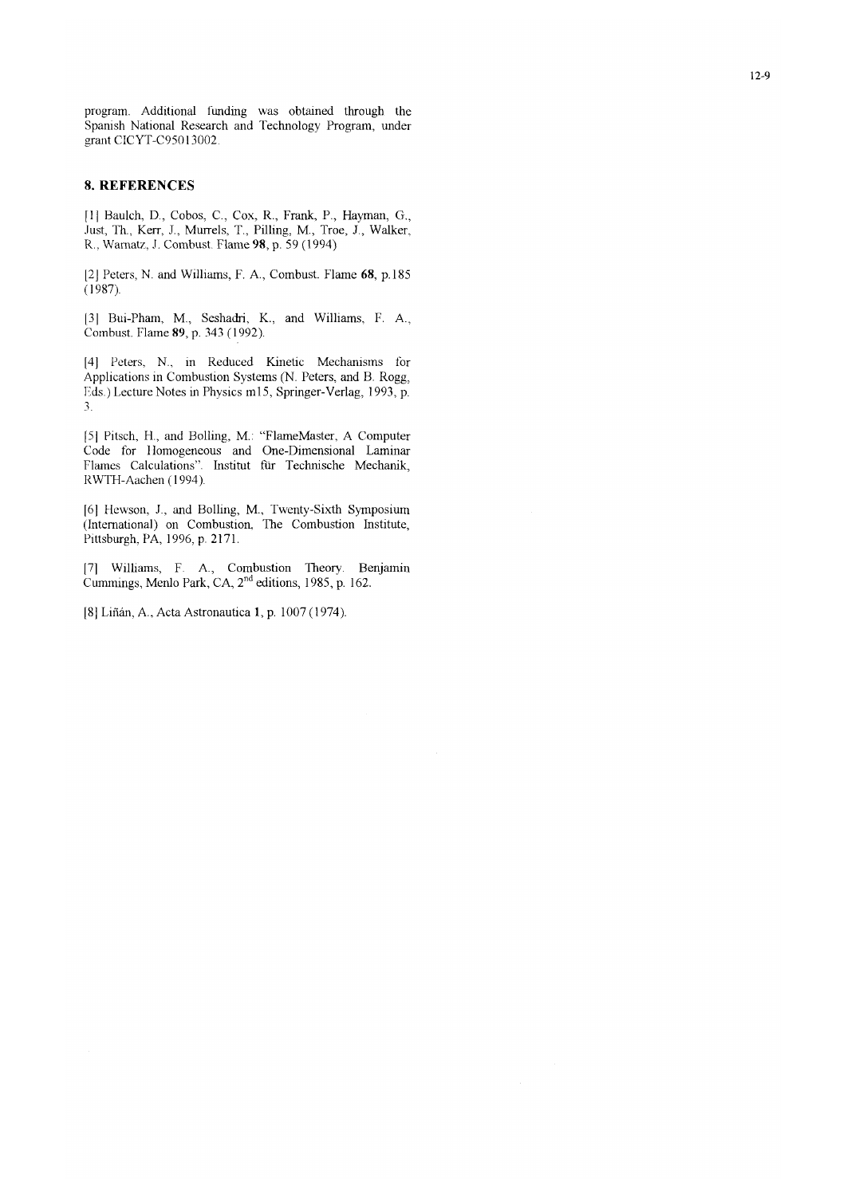program. Additional funding was obtained through the Spanish National Research and Technology Program, under grant CICYT-C95013002.

## 8. REFERENCES

[1] Baulch, D., Cobos, C., Cox, R., Frank, P., Hayman, G., Just, Th., Kerr, J., Murrels, T., Pilling, M., Troe, J., Walker, R., Warnatz, J. Combust. Flame **98**, p. 59 (1994)

[2] Peters, N. and Williams, F. A., Combust. Flame **68**, p.185 (1987).

[3] Bui-Pham, M., Seshadri, K., and Williams, F. A., Combust. Flame **89**, p. 343 (1992).

[4] Peters, N., in Reduced Kinetic Mechanisms for Applications in Combustion Systems (N. Peters, and B. Rogg, Eds.) Lecture Notes in Physics m15, Springer-Verlag, 1993, p. 3.

[5] Pitsch, H., and Bolling, M.: "FlameMaster, A Computer Code for Homogeneous and One-Dimensional Laminar Flames Calculations". Institut für Technische Mechanik, RWTH-Aachen (1994).

[6] Hewson, J., and Bolling, M., Twenty-Sixth Symposium (International) on Combustion, The Combustion Institute, Pittsburgh, PA, 1996, p. 2171.

[7] Williams, F. A., Combustion Theory. Benjamin Cummings, Menlo Park, CA, 2nd editions, 1985, p. 162.

[8] Liñán, A., Acta Astronautica **1**, p. 1007 (1974).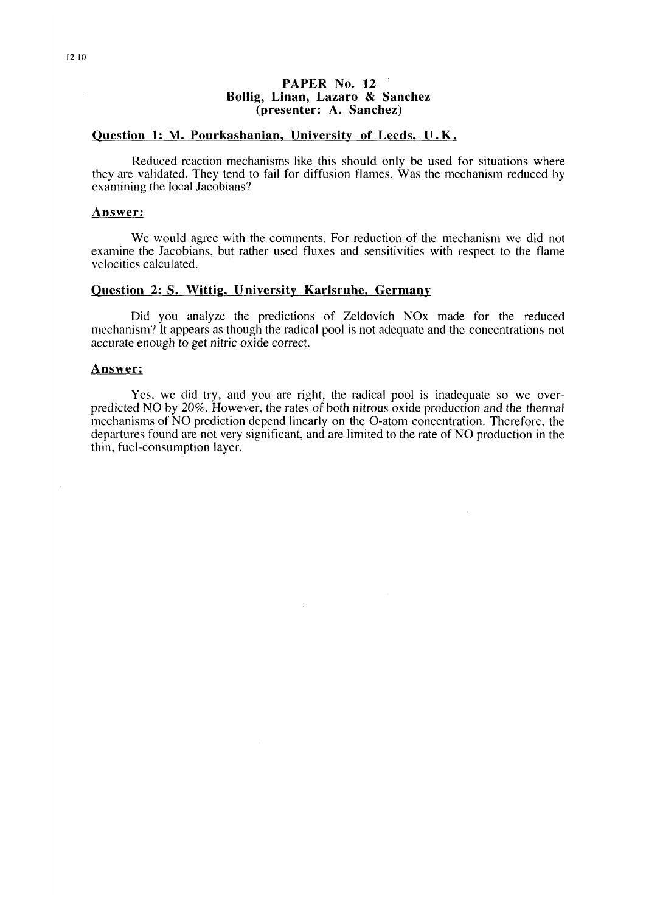## PAPER No. 12
## Bollig, Linan, Lazaro & Sanchez
## (presenter: A. Sanchez)

### Question 1: M. Pourkashanian, University of Leeds, U.K.

Reduced reaction mechanisms like this should only be used for situations where they are validated. They tend to fail for diffusion flames. Was the mechanism reduced by examining the local Jacobians?

### Answer:

We would agree with the comments. For reduction of the mechanism we did not examine the Jacobians, but rather used fluxes and sensitivities with respect to the flame velocities calculated.

### Question 2: S. Wittig, University Karlsruhe, Germany

Did you analyze the predictions of Zeldovich NOx made for the reduced mechanism? It appears as though the radical pool is not adequate and the concentrations not accurate enough to get nitric oxide correct.

### Answer:

Yes, we did try, and you are right, the radical pool is inadequate so we over-predicted NO by 20%. However, the rates of both nitrous oxide production and the thermal mechanisms of NO prediction depend linearly on the O-atom concentration. Therefore, the departures found are not very significant, and are limited to the rate of NO production in the thin, fuel-consumption layer.